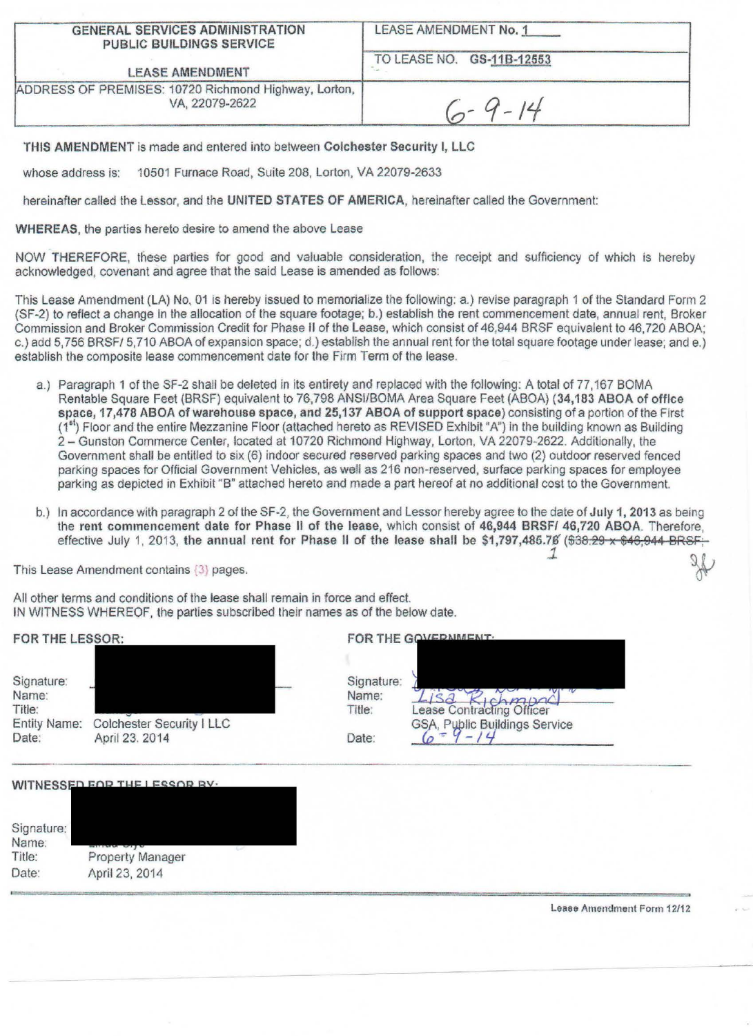| GENERAL SERVICES ADMINISTRATION PUBLIC BUILDINGS SERVICE LEASE AMENDMENT | LEASE AMENDMENT No. 1 |
| --- | --- |
| | TO LEASE NO. GS-11B-12553 |
| ADDRESS OF PREMISES: 10720 Richmond Highway, Lorton, VA, 22079-2622 | 6-9-14 |

**THIS AMENDMENT** is made and entered into between **Colchester Security I, LLC**

whose address is: 10501 Furnace Road, Suite 208, Lorton, VA 22079-2633

hereinafter called the Lessor, and the **UNITED STATES OF AMERICA**, hereinafter called the Government:

**WHEREAS**, the parties hereto desire to amend the above Lease

NOW THEREFORE, these parties for good and valuable consideration, the receipt and sufficiency of which is hereby acknowledged, covenant and agree that the said Lease is amended as follows:

This Lease Amendment (LA) No. 01 is hereby issued to memorialize the following: a.) revise paragraph 1 of the Standard Form 2 (SF-2) to reflect a change in the allocation of the square footage; b.) establish the rent commencement date, annual rent, Broker Commission and Broker Commission Credit for Phase II of the Lease, which consist of 46,944 BRSF equivalent to 46,720 ABOA; c.) add 5,756 BRSF/ 5,710 ABOA of expansion space; d.) establish the annual rent for the total square footage under lease; and e.) establish the composite lease commencement date for the Firm Term of the lease.

a.) Paragraph 1 of the SF-2 shall be deleted in its entirety and replaced with the following: A total of 77,167 BOMA Rentable Square Feet (BRSF) equivalent to 76,798 ANSI/BOMA Area Square Feet (ABOA) (**34,183 ABOA of office space, 17,478 ABOA of warehouse space, and 25,137 ABOA of support space**) consisting of a portion of the First (1st) Floor and the entire Mezzanine Floor (attached hereto as REVISED Exhibit "A") in the building known as Building 2 – Gunston Commerce Center, located at 10720 Richmond Highway, Lorton, VA 22079-2622. Additionally, the Government shall be entitled to six (6) indoor secured reserved parking spaces and two (2) outdoor reserved fenced parking spaces for Official Government Vehicles, as well as 216 non-reserved, surface parking spaces for employee parking as depicted in Exhibit "B" attached hereto and made a part hereof at no additional cost to the Government.

b.) In accordance with paragraph 2 of the SF-2, the Government and Lessor hereby agree to the date of **July 1, 2013** as being the **rent commencement date for Phase II of the lease**, which consist of **46,944 BRSF/ 46,720 ABOA**. Therefore, effective July 1, 2013, **the annual rent for Phase II of the lease shall be $1,797,485.71** ~~($38.29 x $46,944 BRSF;~~

This Lease Amendment contains (3) pages.

All other terms and conditions of the lease shall remain in force and effect.
IN WITNESS WHEREOF, the parties subscribed their names as of the below date.

| FOR THE LESSOR: | | FOR THE GOVERNMENT: | |
| --- | --- | --- | --- |
| Signature: | | Signature: | |
| Name: | | Name: | Lisa Richmond |
| Title: | | Title: | Lease Contracting Officer |
| Entity Name: | Colchester Security I LLC | | GSA, Public Buildings Service |
| Date: | April 23, 2014 | Date: | 6-9-14 |

**WITNESSED FOR THE LESSOR BY:**

Signature:
Name:
Title: Property Manager
Date: April 23, 2014

Lease Amendment Form 12/12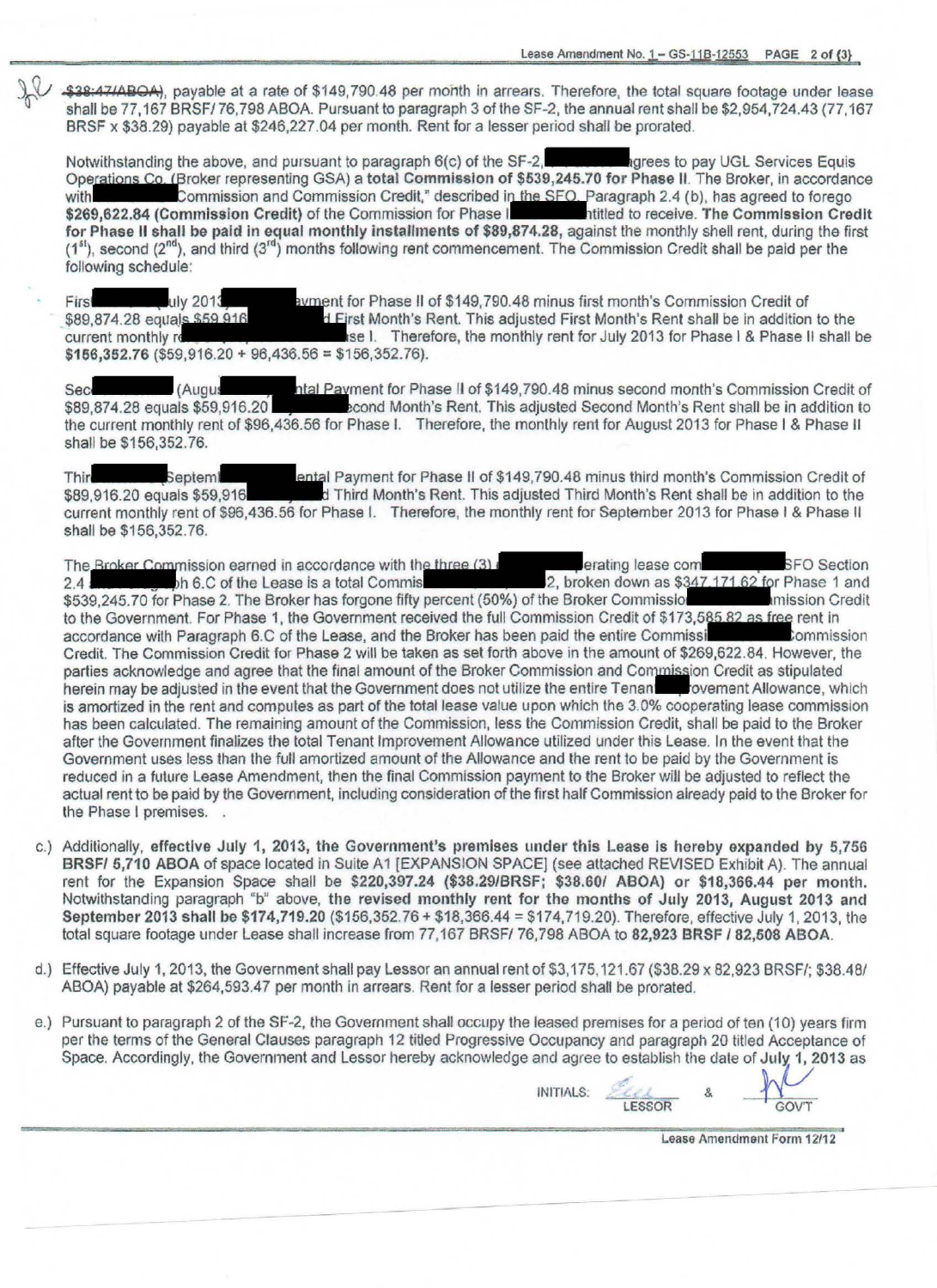~~$38.47/ABOA~~, payable at a rate of $149,790.48 per month in arrears. Therefore, the total square footage under lease shall be 77,167 BRSF/ 76,798 ABOA. Pursuant to paragraph 3 of the SF-2, the annual rent shall be $2,954,724.43 (77,167 BRSF x $38.29) payable at $246,227.04 per month. Rent for a lesser period shall be prorated.

Notwithstanding the above, and pursuant to paragraph 6(c) of the SF-2, agrees to pay UGL Services Equis Operations Co. (Broker representing GSA) a **total Commission of $539,245.70 for Phase II**. The Broker, in accordance with Commission and Commission Credit," described in the SFO Paragraph 2.4 (b), has agreed to forego **$269,622.84 (Commission Credit)** of the Commission for Phase I ntitled to receive. **The Commission Credit for Phase II shall be paid in equal monthly installments of $89,874.28**, against the monthly shell rent, during the first (1st), second (2nd), and third (3rd) months following rent commencement. The Commission Credit shall be paid per the following schedule:

Firs uly 201 yment for Phase II of $149,790.48 minus first month's Commission Credit of $89,874.28 equals $59,916 d First Month's Rent. This adjusted First Month's Rent shall be in addition to the current monthly r se I. Therefore, the monthly rent for July 2013 for Phase I & Phase II shall be **$156,352.76** ($59,916.20 + 96,436.56 = $156,352.76).

Sec (Augu ntal Payment for Phase II of $149,790.48 minus second month's Commission Credit of $89,874.28 equals $59,916.20 econd Month's Rent. This adjusted Second Month's Rent shall be in addition to the current monthly rent of $96,436.56 for Phase I. Therefore, the monthly rent for August 2013 for Phase I & Phase II shall be $156,352.76.

Thir Septem ental Payment for Phase II of $149,790.48 minus third month's Commission Credit of $89,916.20 equals $59,916 d Third Month's Rent. This adjusted Third Month's Rent shall be in addition to the current monthly rent of $96,436.56 for Phase I. Therefore, the monthly rent for September 2013 for Phase I & Phase II shall be $156,352.76.

The Broker Commission earned in accordance with the three (3) erating lease com SFO Section 2.4 h 6.C of the Lease is a total Commis 2, broken down as $347,171.62 for Phase 1 and $539,245.70 for Phase 2. The Broker has forgone fifty percent (50%) of the Broker Commissio mission Credit to the Government. For Phase 1, the Government received the full Commission Credit of $173,585.82 as free rent in accordance with Paragraph 6.C of the Lease, and the Broker has been paid the entire Commissi ommission Credit. The Commission Credit for Phase 2 will be taken as set forth above in the amount of $269,622.84. However, the parties acknowledge and agree that the final amount of the Broker Commission and Commission Credit as stipulated herein may be adjusted in the event that the Government does not utilize the entire Tenan ovement Allowance, which is amortized in the rent and computes as part of the total lease value upon which the 3.0% cooperating lease commission has been calculated. The remaining amount of the Commission, less the Commission Credit, shall be paid to the Broker after the Government finalizes the total Tenant Improvement Allowance utilized under this Lease. In the event that the Government uses less than the full amortized amount of the Allowance and the rent to be paid by the Government is reduced in a future Lease Amendment, then the final Commission payment to the Broker will be adjusted to reflect the actual rent to be paid by the Government, including consideration of the first half Commission already paid to the Broker for the Phase I premises.

c.) Additionally, **effective July 1, 2013, the Government's premises under this Lease is hereby expanded by 5,756 BRSF/ 5,710 ABOA** of space located in Suite A1 [EXPANSION SPACE] (see attached REVISED Exhibit A). The annual rent for the Expansion Space shall be **$220,397.24 ($38.29/BRSF; $38.60/ ABOA) or $18,366.44 per month.** Notwithstanding paragraph "b" above, **the revised monthly rent for the months of July 2013, August 2013 and September 2013 shall be $174,719.20** ($156,352.76 + $18,366.44 = $174,719.20). Therefore, effective July 1, 2013, the total square footage under Lease shall increase from 77,167 BRSF/ 76,798 ABOA to **82,923 BRSF / 82,508 ABOA.**

d.) Effective July 1, 2013, the Government shall pay Lessor an annual rent of $3,175,121.67 ($38.29 x 82,923 BRSF/; $38.48/ ABOA) payable at $264,593.47 per month in arrears. Rent for a lesser period shall be prorated.

e.) Pursuant to paragraph 2 of the SF-2, the Government shall occupy the leased premises for a period of ten (10) years firm per the terms of the General Clauses paragraph 12 titled Progressive Occupancy and paragraph 20 titled Acceptance of Space. Accordingly, the Government and Lessor hereby acknowledge and agree to establish the date of **July 1, 2013** as

INITIALS: LESSOR & GOV'T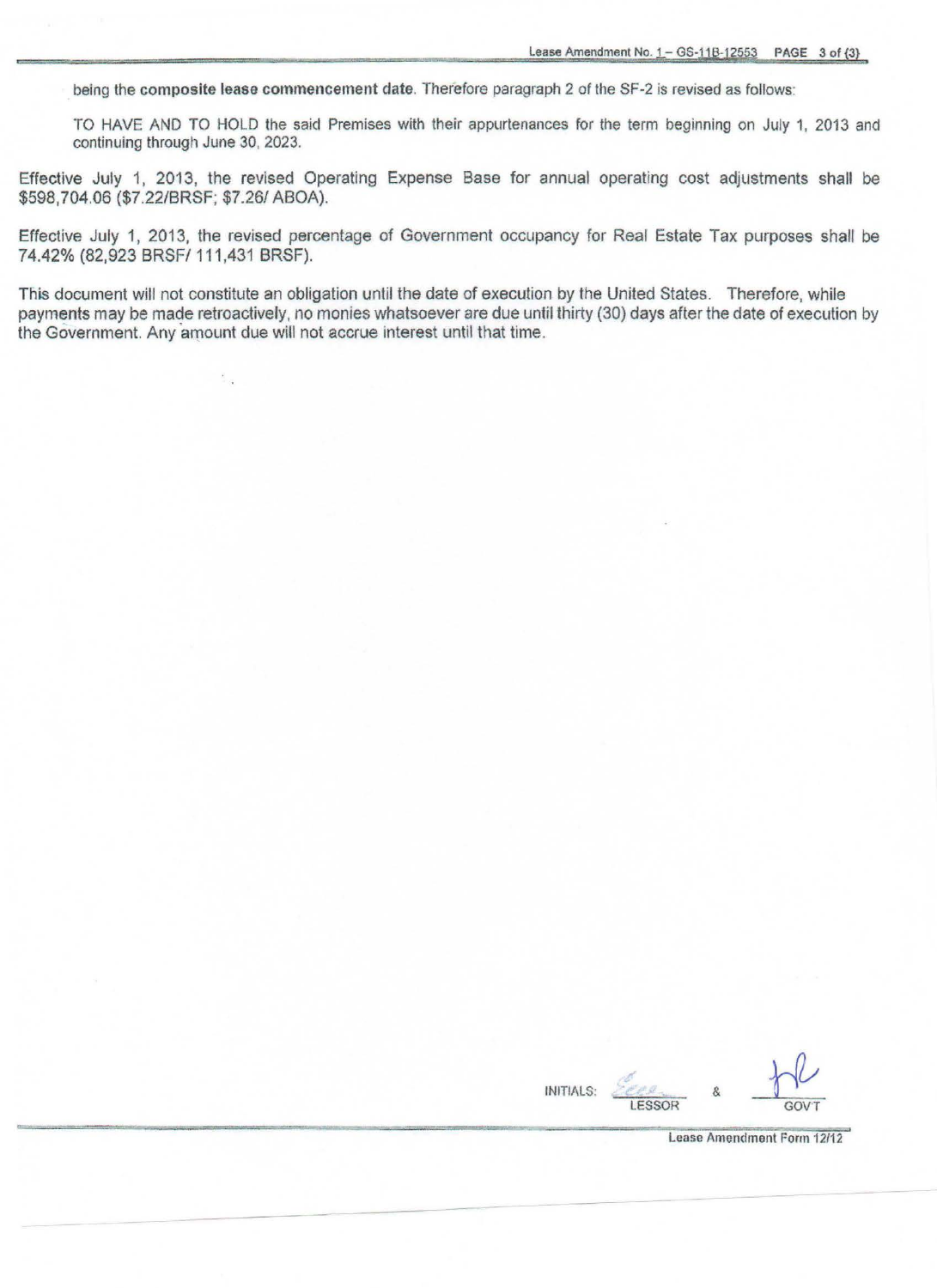being the **composite lease commencement date**. Therefore paragraph 2 of the SF-2 is revised as follows:

> TO HAVE AND TO HOLD the said Premises with their appurtenances for the term beginning on July 1, 2013 and continuing through June 30, 2023.

Effective July 1, 2013, the revised Operating Expense Base for annual operating cost adjustments shall be $598,704.06 ($7.22/BRSF; $7.26/ ABOA).

Effective July 1, 2013, the revised percentage of Government occupancy for Real Estate Tax purposes shall be 74.42% (82,923 BRSF/ 111,431 BRSF).

This document will not constitute an obligation until the date of execution by the United States. Therefore, while payments may be made retroactively, no monies whatsoever are due until thirty (30) days after the date of execution by the Government. Any amount due will not accrue interest until that time.

INITIALS: ______ & ______
LESSOR GOV'T

Lease Amendment Form 12/12